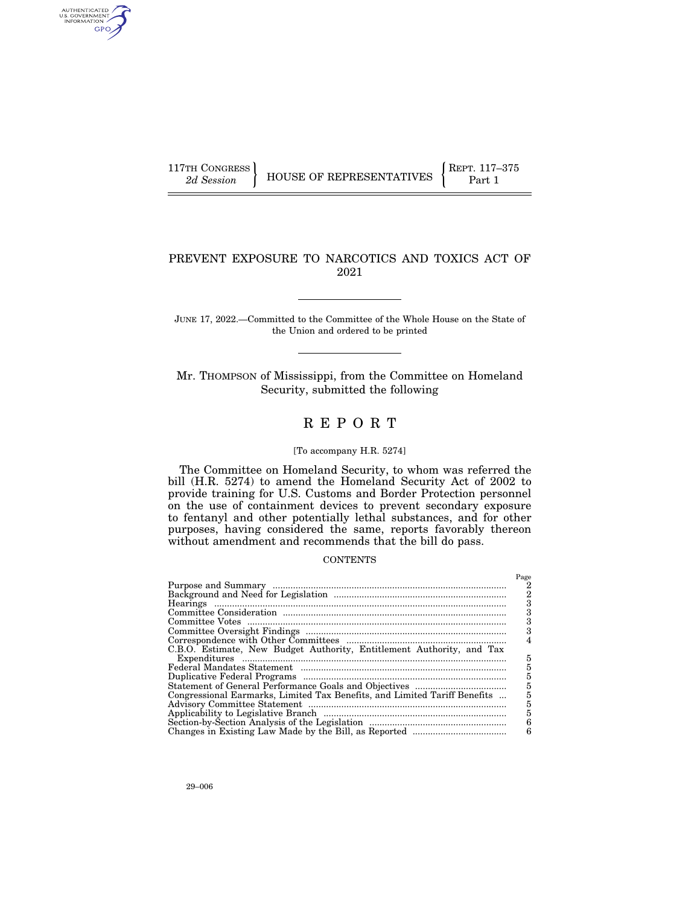117TH CONGRESS
2d Session

HOUSE OF REPRESENTATIVES

REPT. 117–375
Part 1

# PREVENT EXPOSURE TO NARCOTICS AND TOXICS ACT OF 2021

JUNE 17, 2022.—Committed to the Committee of the Whole House on the State of the Union and ordered to be printed

Mr. THOMPSON of Mississippi, from the Committee on Homeland Security, submitted the following

# REPORT

[To accompany H.R. 5274]

The Committee on Homeland Security, to whom was referred the bill (H.R. 5274) to amend the Homeland Security Act of 2002 to provide training for U.S. Customs and Border Protection personnel on the use of containment devices to prevent secondary exposure to fentanyl and other potentially lethal substances, and for other purposes, having considered the same, reports favorably thereon without amendment and recommends that the bill do pass.

CONTENTS

| | Page |
|---|---|
| Purpose and Summary | 2 |
| Background and Need for Legislation | 2 |
| Hearings | 3 |
| Committee Consideration | 3 |
| Committee Votes | 3 |
| Committee Oversight Findings | 3 |
| Correspondence with Other Committees | 4 |
| C.B.O. Estimate, New Budget Authority, Entitlement Authority, and Tax Expenditures | 5 |
| Federal Mandates Statement | 5 |
| Duplicative Federal Programs | 5 |
| Statement of General Performance Goals and Objectives | 5 |
| Congressional Earmarks, Limited Tax Benefits, and Limited Tariff Benefits | 5 |
| Advisory Committee Statement | 5 |
| Applicability to Legislative Branch | 5 |
| Section-by-Section Analysis of the Legislation | 6 |
| Changes in Existing Law Made by the Bill, as Reported | 6 |

29–006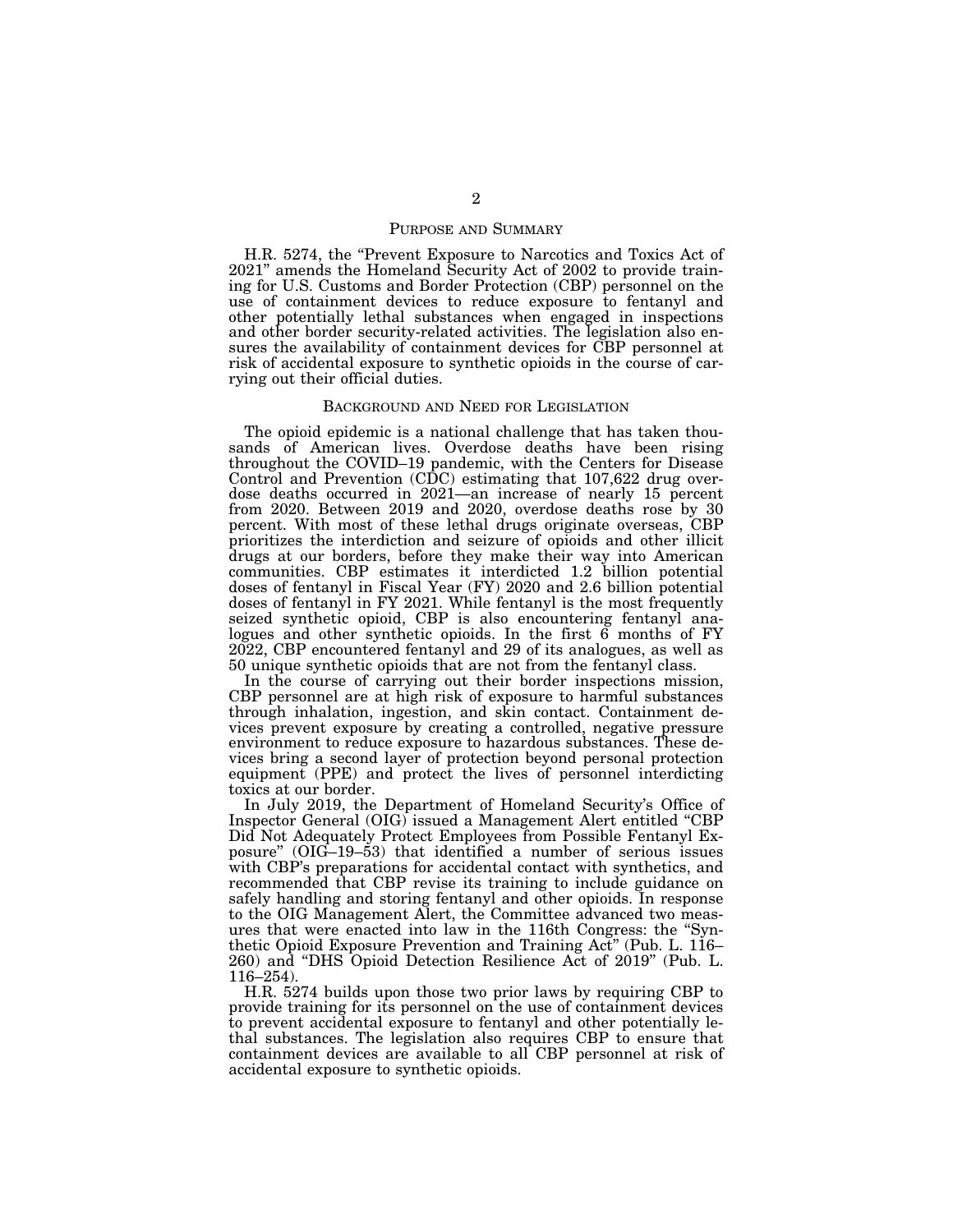## PURPOSE AND SUMMARY

H.R. 5274, the "Prevent Exposure to Narcotics and Toxics Act of 2021" amends the Homeland Security Act of 2002 to provide training for U.S. Customs and Border Protection (CBP) personnel on the use of containment devices to reduce exposure to fentanyl and other potentially lethal substances when engaged in inspections and other border security-related activities. The legislation also ensures the availability of containment devices for CBP personnel at risk of accidental exposure to synthetic opioids in the course of carrying out their official duties.

## BACKGROUND AND NEED FOR LEGISLATION

The opioid epidemic is a national challenge that has taken thousands of American lives. Overdose deaths have been rising throughout the COVID–19 pandemic, with the Centers for Disease Control and Prevention (CDC) estimating that 107,622 drug overdose deaths occurred in 2021—an increase of nearly 15 percent from 2020. Between 2019 and 2020, overdose deaths rose by 30 percent. With most of these lethal drugs originate overseas, CBP prioritizes the interdiction and seizure of opioids and other illicit drugs at our borders, before they make their way into American communities. CBP estimates it interdicted 1.2 billion potential doses of fentanyl in Fiscal Year (FY) 2020 and 2.6 billion potential doses of fentanyl in FY 2021. While fentanyl is the most frequently seized synthetic opioid, CBP is also encountering fentanyl analogues and other synthetic opioids. In the first 6 months of FY 2022, CBP encountered fentanyl and 29 of its analogues, as well as 50 unique synthetic opioids that are not from the fentanyl class.

In the course of carrying out their border inspections mission, CBP personnel are at high risk of exposure to harmful substances through inhalation, ingestion, and skin contact. Containment devices prevent exposure by creating a controlled, negative pressure environment to reduce exposure to hazardous substances. These devices bring a second layer of protection beyond personal protection equipment (PPE) and protect the lives of personnel interdicting toxics at our border.

In July 2019, the Department of Homeland Security's Office of Inspector General (OIG) issued a Management Alert entitled "CBP Did Not Adequately Protect Employees from Possible Fentanyl Exposure" (OIG–19–53) that identified a number of serious issues with CBP's preparations for accidental contact with synthetics, and recommended that CBP revise its training to include guidance on safely handling and storing fentanyl and other opioids. In response to the OIG Management Alert, the Committee advanced two measures that were enacted into law in the 116th Congress: the "Synthetic Opioid Exposure Prevention and Training Act" (Pub. L. 116–260) and "DHS Opioid Detection Resilience Act of 2019" (Pub. L. 116–254).

H.R. 5274 builds upon those two prior laws by requiring CBP to provide training for its personnel on the use of containment devices to prevent accidental exposure to fentanyl and other potentially lethal substances. The legislation also requires CBP to ensure that containment devices are available to all CBP personnel at risk of accidental exposure to synthetic opioids.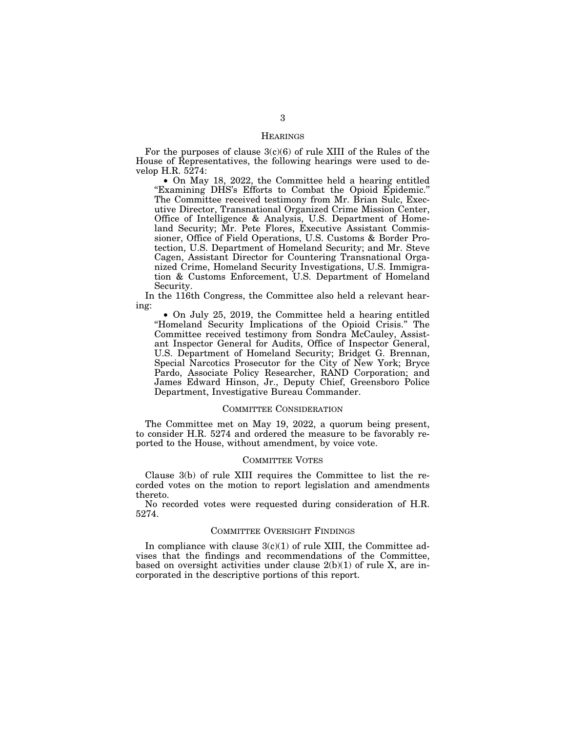## HEARINGS

For the purposes of clause 3(c)(6) of rule XIII of the Rules of the House of Representatives, the following hearings were used to develop H.R. 5274:

- On May 18, 2022, the Committee held a hearing entitled "Examining DHS's Efforts to Combat the Opioid Epidemic." The Committee received testimony from Mr. Brian Sulc, Executive Director, Transnational Organized Crime Mission Center, Office of Intelligence & Analysis, U.S. Department of Homeland Security; Mr. Pete Flores, Executive Assistant Commissioner, Office of Field Operations, U.S. Customs & Border Protection, U.S. Department of Homeland Security; and Mr. Steve Cagen, Assistant Director for Countering Transnational Organized Crime, Homeland Security Investigations, U.S. Immigration & Customs Enforcement, U.S. Department of Homeland Security.

In the 116th Congress, the Committee also held a relevant hearing:

- On July 25, 2019, the Committee held a hearing entitled "Homeland Security Implications of the Opioid Crisis." The Committee received testimony from Sondra McCauley, Assistant Inspector General for Audits, Office of Inspector General, U.S. Department of Homeland Security; Bridget G. Brennan, Special Narcotics Prosecutor for the City of New York; Bryce Pardo, Associate Policy Researcher, RAND Corporation; and James Edward Hinson, Jr., Deputy Chief, Greensboro Police Department, Investigative Bureau Commander.

## COMMITTEE CONSIDERATION

The Committee met on May 19, 2022, a quorum being present, to consider H.R. 5274 and ordered the measure to be favorably reported to the House, without amendment, by voice vote.

## COMMITTEE VOTES

Clause 3(b) of rule XIII requires the Committee to list the recorded votes on the motion to report legislation and amendments thereto.

No recorded votes were requested during consideration of H.R. 5274.

## COMMITTEE OVERSIGHT FINDINGS

In compliance with clause 3(c)(1) of rule XIII, the Committee advises that the findings and recommendations of the Committee, based on oversight activities under clause 2(b)(1) of rule X, are incorporated in the descriptive portions of this report.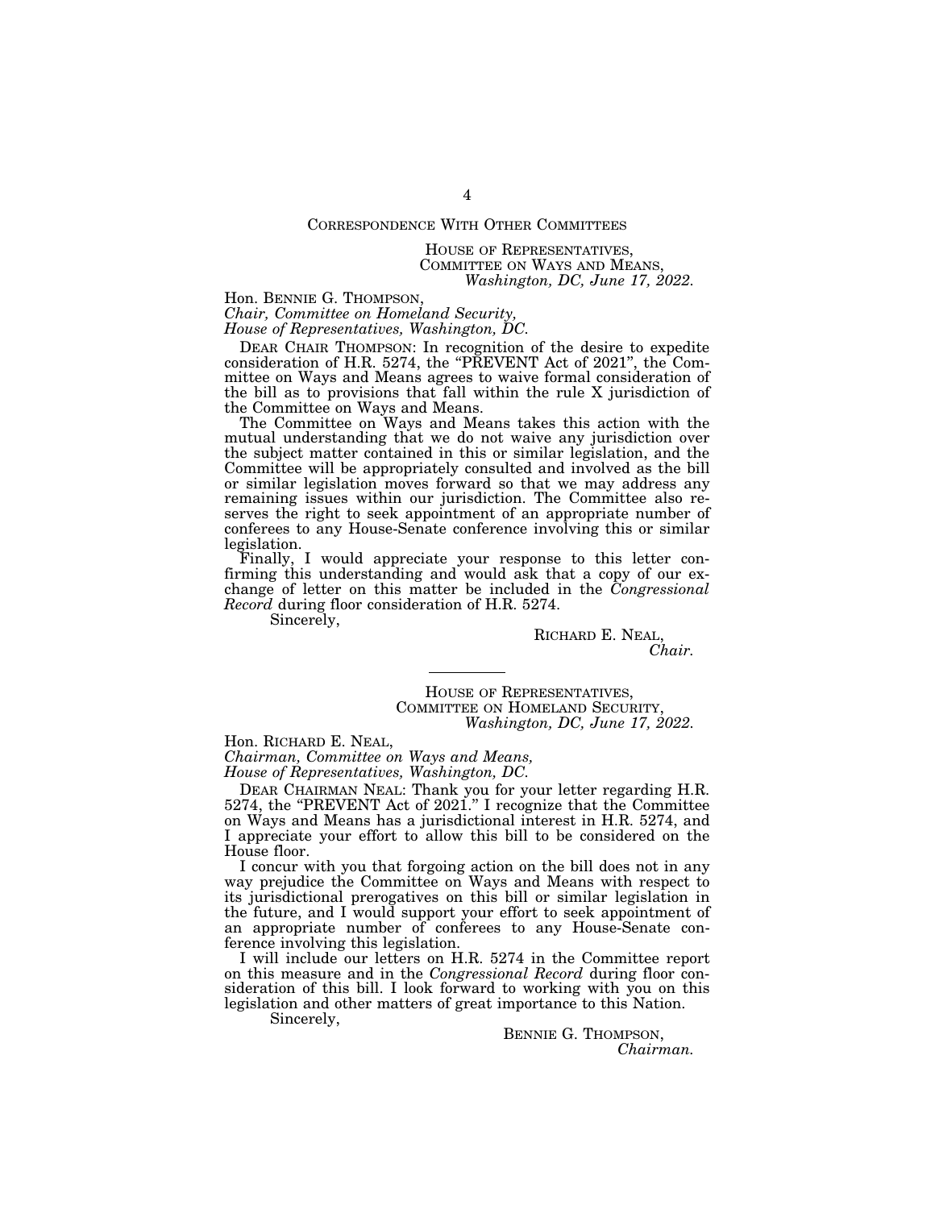## CORRESPONDENCE WITH OTHER COMMITTEES

HOUSE OF REPRESENTATIVES,
COMMITTEE ON WAYS AND MEANS,
*Washington, DC, June 17, 2022.*

Hon. BENNIE G. THOMPSON,
*Chair, Committee on Homeland Security,*
*House of Representatives, Washington, DC.*

DEAR CHAIR THOMPSON: In recognition of the desire to expedite consideration of H.R. 5274, the "PREVENT Act of 2021", the Committee on Ways and Means agrees to waive formal consideration of the bill as to provisions that fall within the rule X jurisdiction of the Committee on Ways and Means.

The Committee on Ways and Means takes this action with the mutual understanding that we do not waive any jurisdiction over the subject matter contained in this or similar legislation, and the Committee will be appropriately consulted and involved as the bill or similar legislation moves forward so that we may address any remaining issues within our jurisdiction. The Committee also reserves the right to seek appointment of an appropriate number of conferees to any House-Senate conference involving this or similar legislation.

Finally, I would appreciate your response to this letter confirming this understanding and would ask that a copy of our exchange of letter on this matter be included in the *Congressional Record* during floor consideration of H.R. 5274.

Sincerely,

RICHARD E. NEAL,
*Chair.*

---

HOUSE OF REPRESENTATIVES,
COMMITTEE ON HOMELAND SECURITY,
*Washington, DC, June 17, 2022.*

Hon. RICHARD E. NEAL,
*Chairman, Committee on Ways and Means,*
*House of Representatives, Washington, DC.*

DEAR CHAIRMAN NEAL: Thank you for your letter regarding H.R. 5274, the "PREVENT Act of 2021." I recognize that the Committee on Ways and Means has a jurisdictional interest in H.R. 5274, and I appreciate your effort to allow this bill to be considered on the House floor.

I concur with you that forgoing action on the bill does not in any way prejudice the Committee on Ways and Means with respect to its jurisdictional prerogatives on this bill or similar legislation in the future, and I would support your effort to seek appointment of an appropriate number of conferees to any House-Senate conference involving this legislation.

I will include our letters on H.R. 5274 in the Committee report on this measure and in the *Congressional Record* during floor consideration of this bill. I look forward to working with you on this legislation and other matters of great importance to this Nation.

Sincerely,

BENNIE G. THOMPSON,
*Chairman.*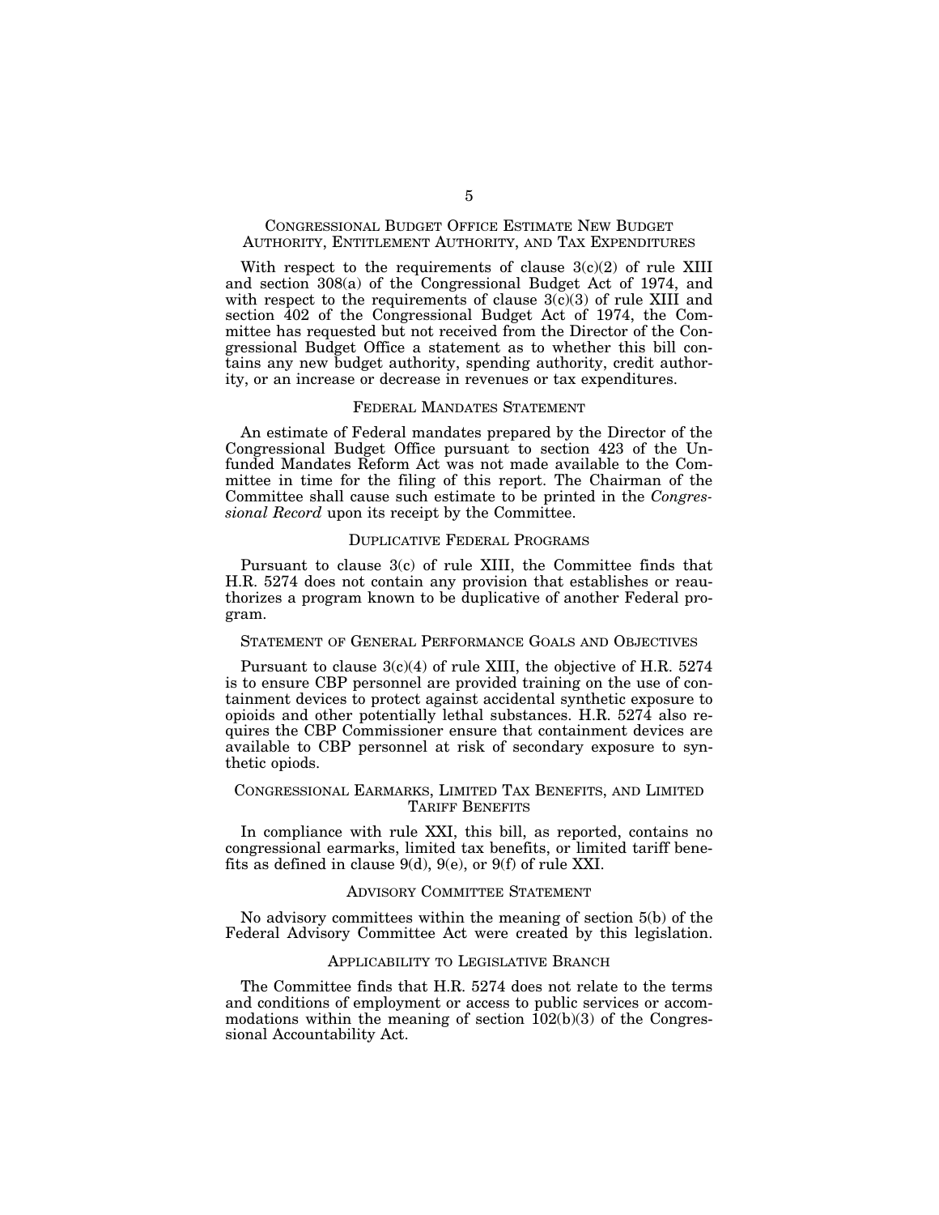## CONGRESSIONAL BUDGET OFFICE ESTIMATE NEW BUDGET AUTHORITY, ENTITLEMENT AUTHORITY, AND TAX EXPENDITURES

With respect to the requirements of clause 3(c)(2) of rule XIII and section 308(a) of the Congressional Budget Act of 1974, and with respect to the requirements of clause 3(c)(3) of rule XIII and section 402 of the Congressional Budget Act of 1974, the Committee has requested but not received from the Director of the Congressional Budget Office a statement as to whether this bill contains any new budget authority, spending authority, credit authority, or an increase or decrease in revenues or tax expenditures.

## FEDERAL MANDATES STATEMENT

An estimate of Federal mandates prepared by the Director of the Congressional Budget Office pursuant to section 423 of the Unfunded Mandates Reform Act was not made available to the Committee in time for the filing of this report. The Chairman of the Committee shall cause such estimate to be printed in the *Congressional Record* upon its receipt by the Committee.

## DUPLICATIVE FEDERAL PROGRAMS

Pursuant to clause 3(c) of rule XIII, the Committee finds that H.R. 5274 does not contain any provision that establishes or reauthorizes a program known to be duplicative of another Federal program.

## STATEMENT OF GENERAL PERFORMANCE GOALS AND OBJECTIVES

Pursuant to clause 3(c)(4) of rule XIII, the objective of H.R. 5274 is to ensure CBP personnel are provided training on the use of containment devices to protect against accidental synthetic exposure to opioids and other potentially lethal substances. H.R. 5274 also requires the CBP Commissioner ensure that containment devices are available to CBP personnel at risk of secondary exposure to synthetic opiods.

## CONGRESSIONAL EARMARKS, LIMITED TAX BENEFITS, AND LIMITED TARIFF BENEFITS

In compliance with rule XXI, this bill, as reported, contains no congressional earmarks, limited tax benefits, or limited tariff benefits as defined in clause 9(d), 9(e), or 9(f) of rule XXI.

## ADVISORY COMMITTEE STATEMENT

No advisory committees within the meaning of section 5(b) of the Federal Advisory Committee Act were created by this legislation.

## APPLICABILITY TO LEGISLATIVE BRANCH

The Committee finds that H.R. 5274 does not relate to the terms and conditions of employment or access to public services or accommodations within the meaning of section 102(b)(3) of the Congressional Accountability Act.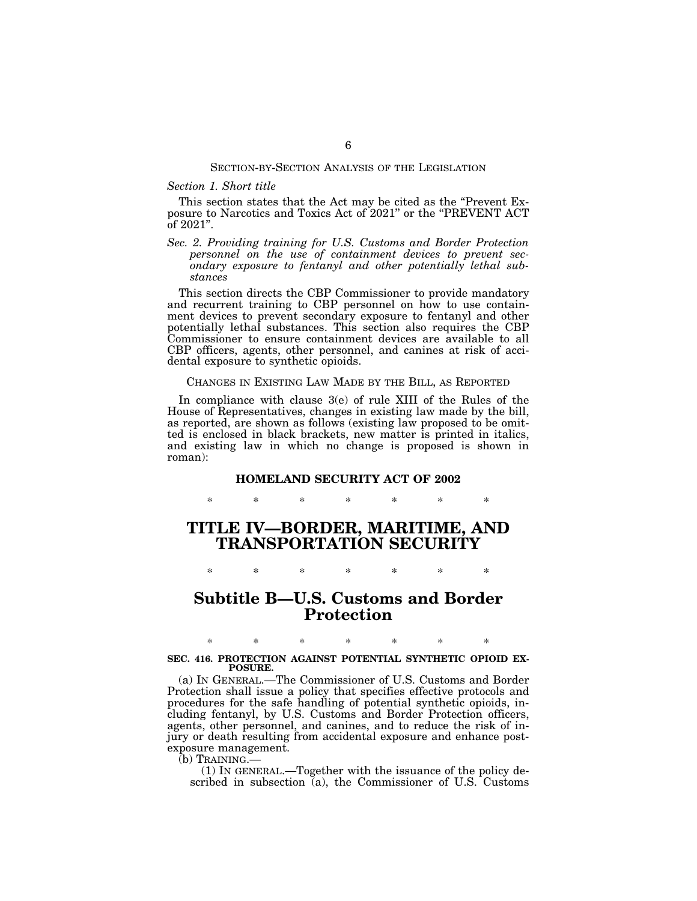## SECTION-BY-SECTION ANALYSIS OF THE LEGISLATION

*Section 1. Short title*

This section states that the Act may be cited as the "Prevent Exposure to Narcotics and Toxics Act of 2021" or the "PREVENT ACT of 2021".

*Sec. 2. Providing training for U.S. Customs and Border Protection personnel on the use of containment devices to prevent secondary exposure to fentanyl and other potentially lethal substances*

This section directs the CBP Commissioner to provide mandatory and recurrent training to CBP personnel on how to use containment devices to prevent secondary exposure to fentanyl and other potentially lethal substances. This section also requires the CBP Commissioner to ensure containment devices are available to all CBP officers, agents, other personnel, and canines at risk of accidental exposure to synthetic opioids.

## CHANGES IN EXISTING LAW MADE BY THE BILL, AS REPORTED

In compliance with clause 3(e) of rule XIII of the Rules of the House of Representatives, changes in existing law made by the bill, as reported, are shown as follows (existing law proposed to be omitted is enclosed in black brackets, new matter is printed in italics, and existing law in which no change is proposed is shown in roman):

**HOMELAND SECURITY ACT OF 2002**

\* \* \* \* \* \* \*

# TITLE IV—BORDER, MARITIME, AND TRANSPORTATION SECURITY

\* \* \* \* \* \* \*

# Subtitle B—U.S. Customs and Border Protection

\* \* \* \* \* \* \*

**SEC. 416. PROTECTION AGAINST POTENTIAL SYNTHETIC OPIOID EXPOSURE.**

(a) IN GENERAL.—The Commissioner of U.S. Customs and Border Protection shall issue a policy that specifies effective protocols and procedures for the safe handling of potential synthetic opioids, including fentanyl, by U.S. Customs and Border Protection officers, agents, other personnel, and canines, and to reduce the risk of injury or death resulting from accidental exposure and enhance post-exposure management.

(b) TRAINING.—

(1) IN GENERAL.—Together with the issuance of the policy described in subsection (a), the Commissioner of U.S. Customs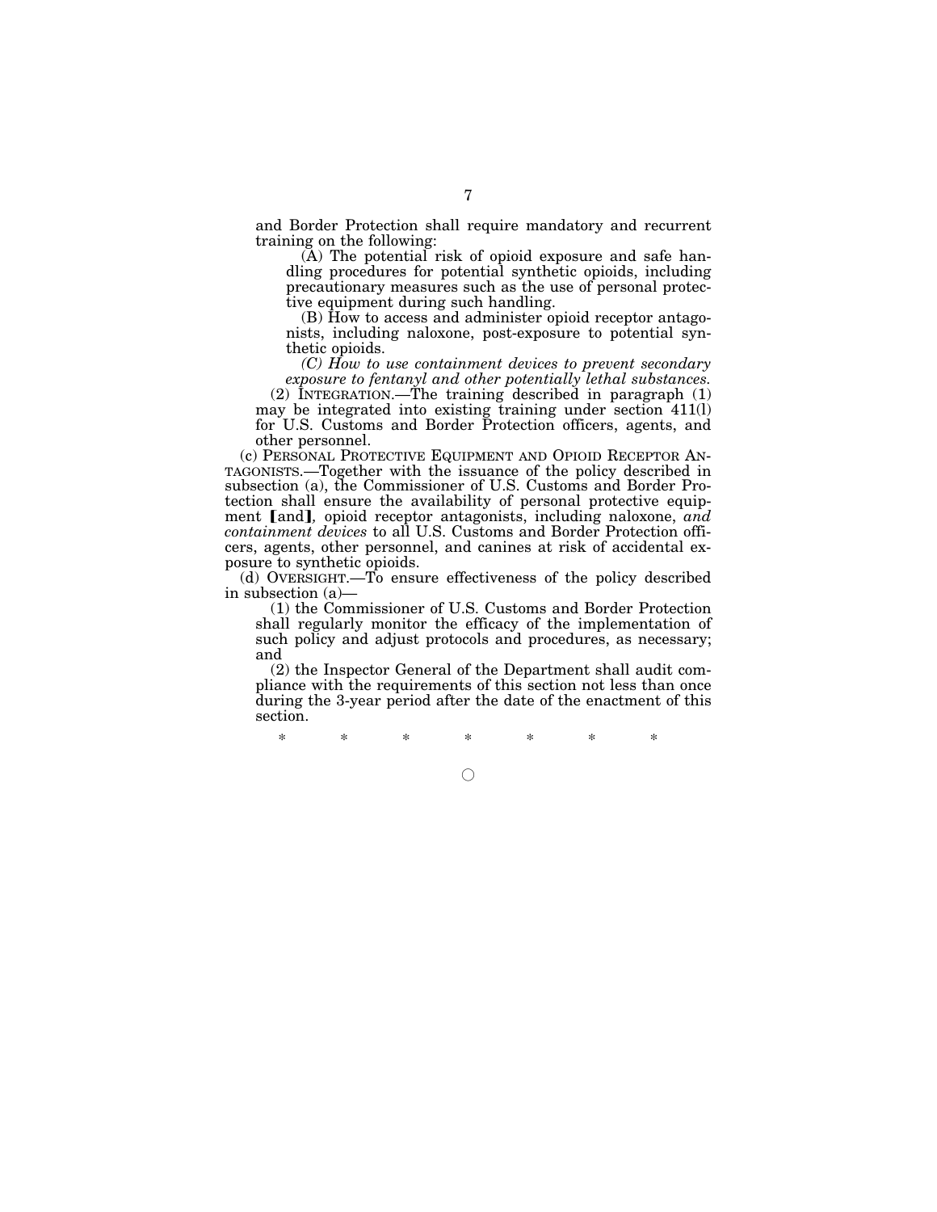and Border Protection shall require mandatory and recurrent training on the following:

(A) The potential risk of opioid exposure and safe handling procedures for potential synthetic opioids, including precautionary measures such as the use of personal protective equipment during such handling.

(B) How to access and administer opioid receptor antagonists, including naloxone, post-exposure to potential synthetic opioids.

*(C) How to use containment devices to prevent secondary exposure to fentanyl and other potentially lethal substances.*

(2) INTEGRATION.—The training described in paragraph (1) may be integrated into existing training under section 411(l) for U.S. Customs and Border Protection officers, agents, and other personnel.

(c) PERSONAL PROTECTIVE EQUIPMENT AND OPIOID RECEPTOR ANTAGONISTS.—Together with the issuance of the policy described in subsection (a), the Commissioner of U.S. Customs and Border Protection shall ensure the availability of personal protective equipment [and]*,* opioid receptor antagonists, including naloxone, *and containment devices* to all U.S. Customs and Border Protection officers, agents, other personnel, and canines at risk of accidental exposure to synthetic opioids.

(d) OVERSIGHT.—To ensure effectiveness of the policy described in subsection (a)—

(1) the Commissioner of U.S. Customs and Border Protection shall regularly monitor the efficacy of the implementation of such policy and adjust protocols and procedures, as necessary; and

(2) the Inspector General of the Department shall audit compliance with the requirements of this section not less than once during the 3-year period after the date of the enactment of this section.

\* \* \* \* \* \* \*

○